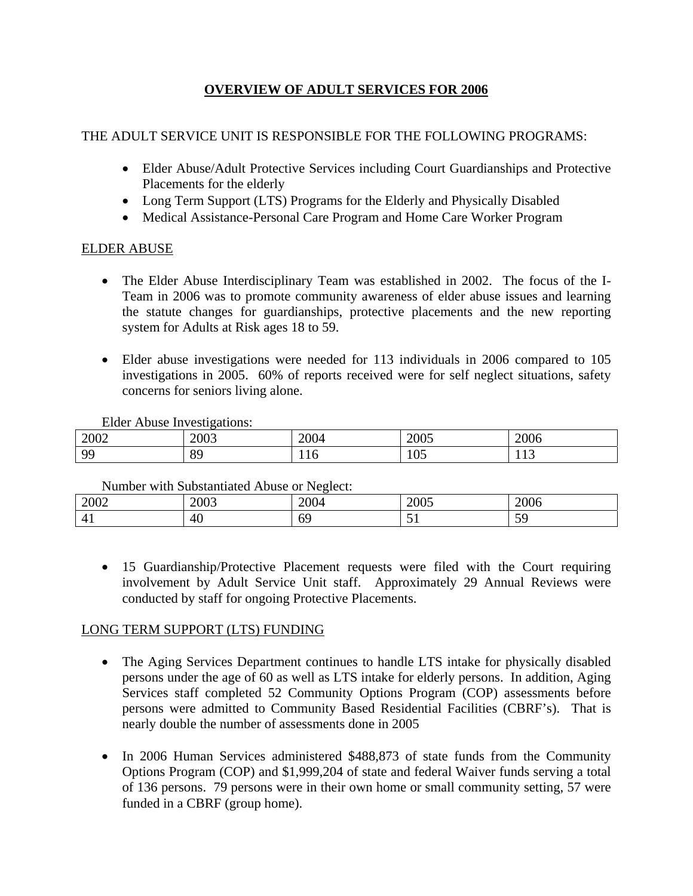# OVERVIEW OF ADULT SERVICES FOR 2006

THE ADULT SERVICE UNIT IS RESPONSIBLE FOR THE FOLLOWING PROGRAMS:

- Elder Abuse/Adult Protective Services including Court Guardianships and Protective Placements for the elderly
- Long Term Support (LTS) Programs for the Elderly and Physically Disabled
- Medical Assistance-Personal Care Program and Home Care Worker Program

## ELDER ABUSE

- The Elder Abuse Interdisciplinary Team was established in 2002. The focus of the I-Team in 2006 was to promote community awareness of elder abuse issues and learning the statute changes for guardianships, protective placements and the new reporting system for Adults at Risk ages 18 to 59.

- Elder abuse investigations were needed for 113 individuals in 2006 compared to 105 investigations in 2005. 60% of reports received were for self neglect situations, safety concerns for seniors living alone.

Elder Abuse Investigations:

| 2002 | 2003 | 2004 | 2005 | 2006 |
|---|---|---|---|---|
| 99 | 89 | 116 | 105 | 113 |

Number with Substantiated Abuse or Neglect:

| 2002 | 2003 | 2004 | 2005 | 2006 |
|---|---|---|---|---|
| 41 | 40 | 69 | 51 | 59 |

- 15 Guardianship/Protective Placement requests were filed with the Court requiring involvement by Adult Service Unit staff. Approximately 29 Annual Reviews were conducted by staff for ongoing Protective Placements.

## LONG TERM SUPPORT (LTS) FUNDING

- The Aging Services Department continues to handle LTS intake for physically disabled persons under the age of 60 as well as LTS intake for elderly persons. In addition, Aging Services staff completed 52 Community Options Program (COP) assessments before persons were admitted to Community Based Residential Facilities (CBRF's). That is nearly double the number of assessments done in 2005

- In 2006 Human Services administered $488,873 of state funds from the Community Options Program (COP) and $1,999,204 of state and federal Waiver funds serving a total of 136 persons. 79 persons were in their own home or small community setting, 57 were funded in a CBRF (group home).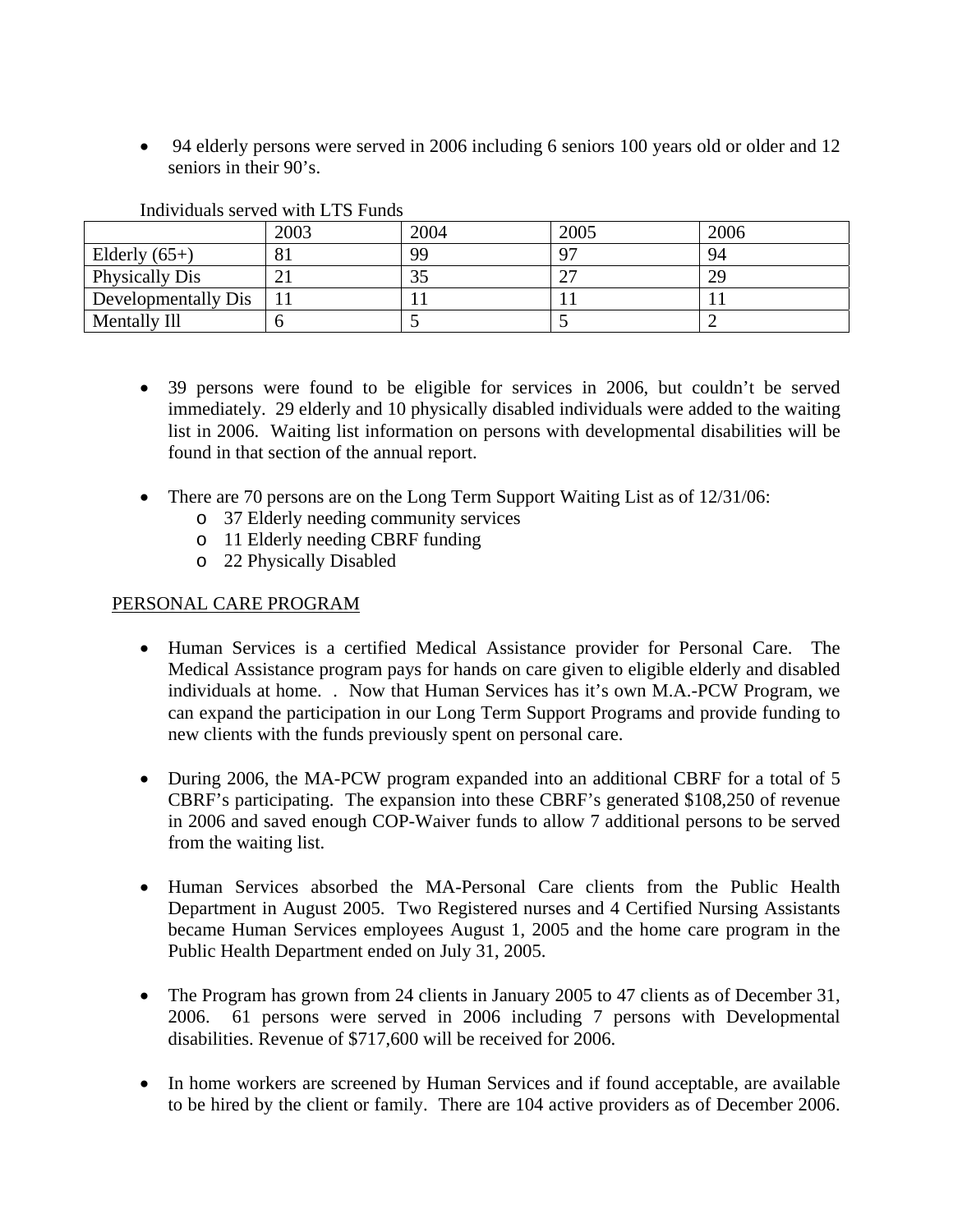- 94 elderly persons were served in 2006 including 6 seniors 100 years old or older and 12 seniors in their 90's.

Individuals served with LTS Funds

| | 2003 | 2004 | 2005 | 2006 |
|---|---|---|---|---|
| Elderly (65+) | 81 | 99 | 97 | 94 |
| Physically Dis | 21 | 35 | 27 | 29 |
| Developmentally Dis | 11 | 11 | 11 | 11 |
| Mentally Ill | 6 | 5 | 5 | 2 |

- 39 persons were found to be eligible for services in 2006, but couldn't be served immediately. 29 elderly and 10 physically disabled individuals were added to the waiting list in 2006. Waiting list information on persons with developmental disabilities will be found in that section of the annual report.

- There are 70 persons are on the Long Term Support Waiting List as of 12/31/06:
  - 37 Elderly needing community services
  - 11 Elderly needing CBRF funding
  - 22 Physically Disabled

PERSONAL CARE PROGRAM

- Human Services is a certified Medical Assistance provider for Personal Care. The Medical Assistance program pays for hands on care given to eligible elderly and disabled individuals at home. . Now that Human Services has it's own M.A.-PCW Program, we can expand the participation in our Long Term Support Programs and provide funding to new clients with the funds previously spent on personal care.

- During 2006, the MA-PCW program expanded into an additional CBRF for a total of 5 CBRF's participating. The expansion into these CBRF's generated $108,250 of revenue in 2006 and saved enough COP-Waiver funds to allow 7 additional persons to be served from the waiting list.

- Human Services absorbed the MA-Personal Care clients from the Public Health Department in August 2005. Two Registered nurses and 4 Certified Nursing Assistants became Human Services employees August 1, 2005 and the home care program in the Public Health Department ended on July 31, 2005.

- The Program has grown from 24 clients in January 2005 to 47 clients as of December 31, 2006. 61 persons were served in 2006 including 7 persons with Developmental disabilities. Revenue of $717,600 will be received for 2006.

- In home workers are screened by Human Services and if found acceptable, are available to be hired by the client or family. There are 104 active providers as of December 2006.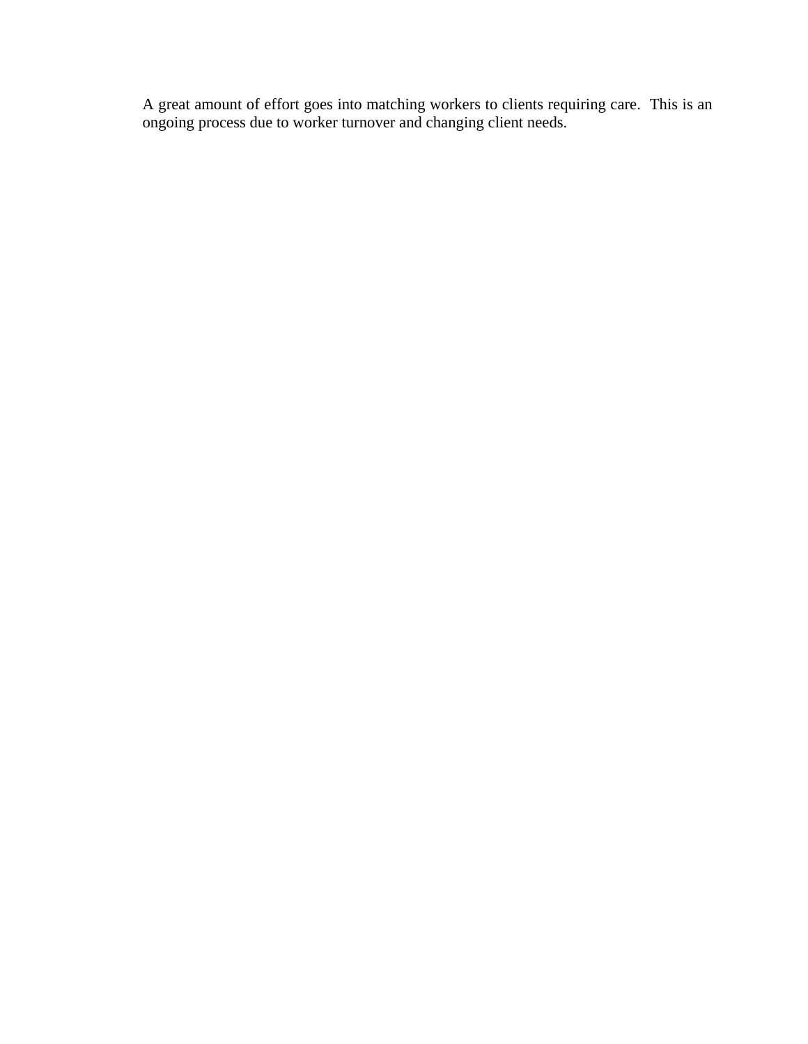A great amount of effort goes into matching workers to clients requiring care. This is an ongoing process due to worker turnover and changing client needs.